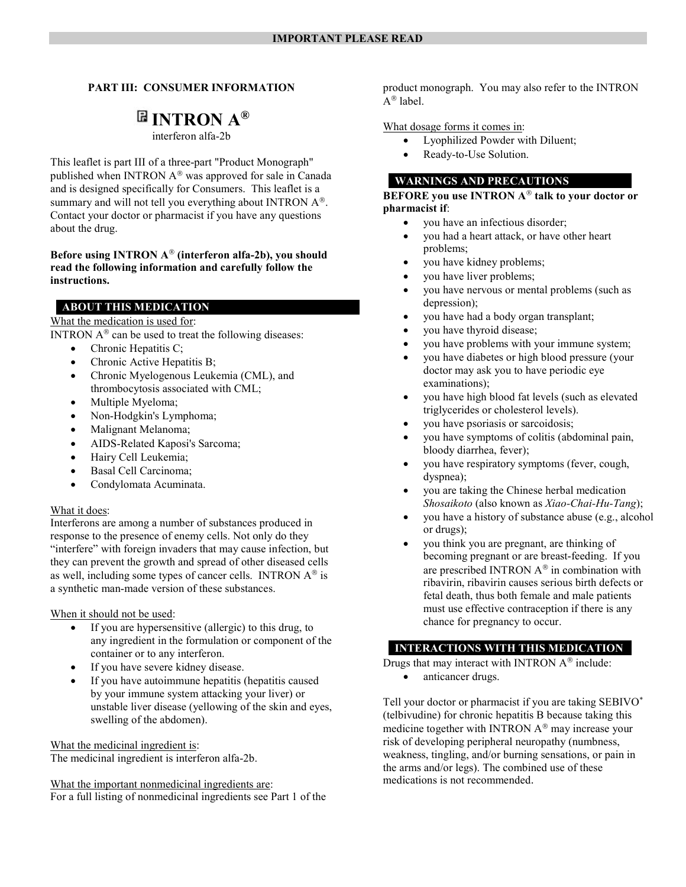**IMPORTANT PLEASE READ**

## PART III: CONSUMER INFORMATION

# INTRON A®

interferon alfa-2b

This leaflet is part III of a three-part "Product Monograph" published when INTRON A® was approved for sale in Canada and is designed specifically for Consumers. This leaflet is a summary and will not tell you everything about INTRON A®. Contact your doctor or pharmacist if you have any questions about the drug.

**Before using INTRON A® (interferon alfa-2b), you should read the following information and carefully follow the instructions.**

## ABOUT THIS MEDICATION

What the medication is used for:

INTRON A® can be used to treat the following diseases:

- Chronic Hepatitis C;
- Chronic Active Hepatitis B;
- Chronic Myelogenous Leukemia (CML), and thrombocytosis associated with CML;
- Multiple Myeloma;
- Non-Hodgkin's Lymphoma;
- Malignant Melanoma;
- AIDS-Related Kaposi's Sarcoma;
- Hairy Cell Leukemia;
- Basal Cell Carcinoma;
- Condylomata Acuminata.

What it does:

Interferons are among a number of substances produced in response to the presence of enemy cells. Not only do they "interfere" with foreign invaders that may cause infection, but they can prevent the growth and spread of other diseased cells as well, including some types of cancer cells. INTRON A® is a synthetic man-made version of these substances.

When it should not be used:

- If you are hypersensitive (allergic) to this drug, to any ingredient in the formulation or component of the container or to any interferon.
- If you have severe kidney disease.
- If you have autoimmune hepatitis (hepatitis caused by your immune system attacking your liver) or unstable liver disease (yellowing of the skin and eyes, swelling of the abdomen).

What the medicinal ingredient is:

The medicinal ingredient is interferon alfa-2b.

What the important nonmedicinal ingredients are:

For a full listing of nonmedicinal ingredients see Part 1 of the product monograph. You may also refer to the INTRON A® label.

What dosage forms it comes in:

- Lyophilized Powder with Diluent;
- Ready-to-Use Solution.

## WARNINGS AND PRECAUTIONS

**BEFORE you use INTRON A® talk to your doctor or pharmacist if**:

- you have an infectious disorder;
- you had a heart attack, or have other heart problems;
- you have kidney problems;
- you have liver problems;
- you have nervous or mental problems (such as depression);
- you have had a body organ transplant;
- you have thyroid disease;
- you have problems with your immune system;
- you have diabetes or high blood pressure (your doctor may ask you to have periodic eye examinations);
- you have high blood fat levels (such as elevated triglycerides or cholesterol levels).
- you have psoriasis or sarcoidosis;
- you have symptoms of colitis (abdominal pain, bloody diarrhea, fever);
- you have respiratory symptoms (fever, cough, dyspnea);
- you are taking the Chinese herbal medication *Shosaikoto* (also known as *Xiao-Chai-Hu-Tang*);
- you have a history of substance abuse (e.g., alcohol or drugs);
- you think you are pregnant, are thinking of becoming pregnant or are breast-feeding. If you are prescribed INTRON A® in combination with ribavirin, ribavirin causes serious birth defects or fetal death, thus both female and male patients must use effective contraception if there is any chance for pregnancy to occur.

## INTERACTIONS WITH THIS MEDICATION

Drugs that may interact with INTRON A® include:

- anticancer drugs.

Tell your doctor or pharmacist if you are taking SEBIVO* (telbivudine) for chronic hepatitis B because taking this medicine together with INTRON A® may increase your risk of developing peripheral neuropathy (numbness, weakness, tingling, and/or burning sensations, or pain in the arms and/or legs). The combined use of these medications is not recommended.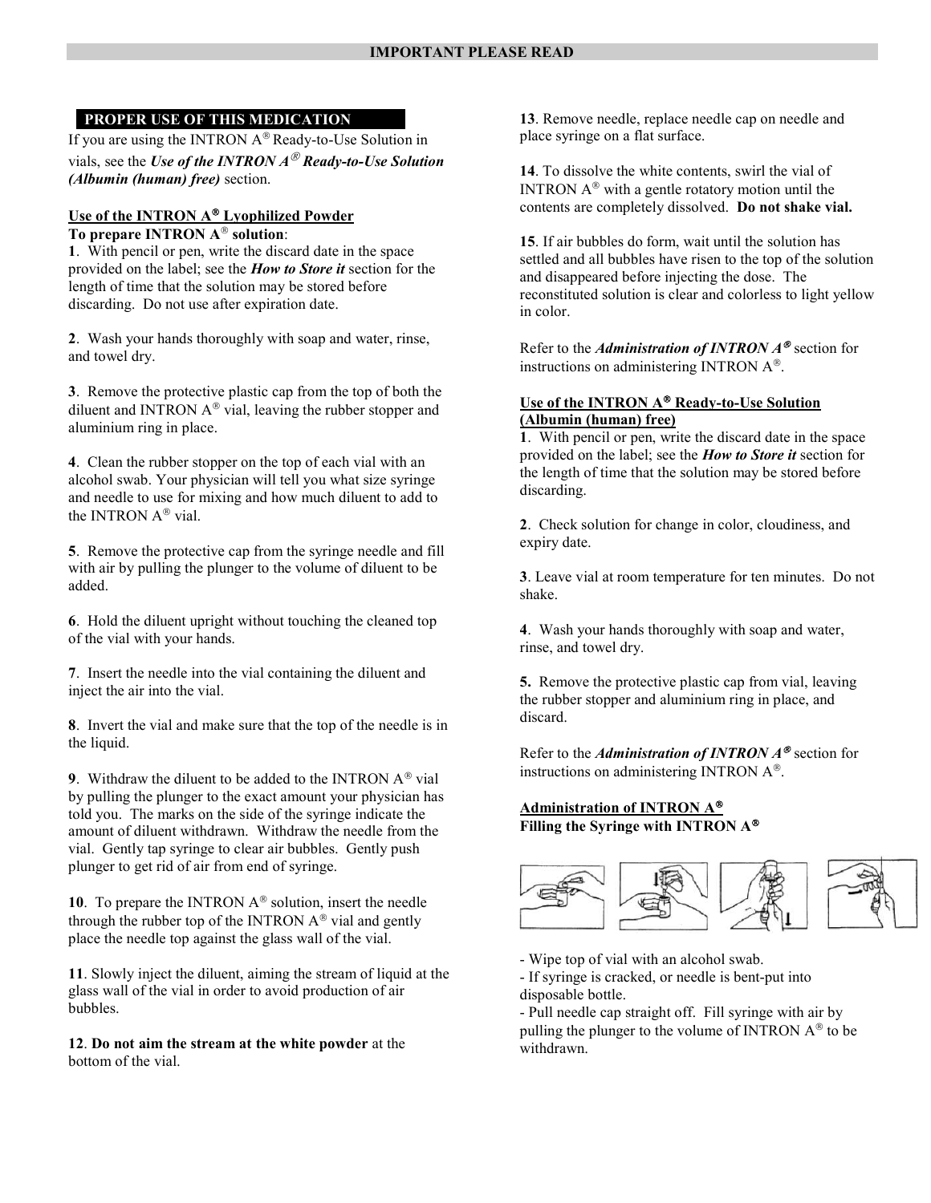**IMPORTANT PLEASE READ**

## PROPER USE OF THIS MEDICATION

If you are using the INTRON A® Ready-to-Use Solution in vials, see the ***Use of the INTRON A® Ready-to-Use Solution (Albumin (human) free)*** section.

### Use of the INTRON A® Lyophilized Powder

**To prepare INTRON A® solution**:

**1**. With pencil or pen, write the discard date in the space provided on the label; see the ***How to Store it*** section for the length of time that the solution may be stored before discarding. Do not use after expiration date.

**2**. Wash your hands thoroughly with soap and water, rinse, and towel dry.

**3**. Remove the protective plastic cap from the top of both the diluent and INTRON A® vial, leaving the rubber stopper and aluminium ring in place.

**4**. Clean the rubber stopper on the top of each vial with an alcohol swab. Your physician will tell you what size syringe and needle to use for mixing and how much diluent to add to the INTRON A® vial.

**5**. Remove the protective cap from the syringe needle and fill with air by pulling the plunger to the volume of diluent to be added.

**6**. Hold the diluent upright without touching the cleaned top of the vial with your hands.

**7**. Insert the needle into the vial containing the diluent and inject the air into the vial.

**8**. Invert the vial and make sure that the top of the needle is in the liquid.

**9**. Withdraw the diluent to be added to the INTRON A® vial by pulling the plunger to the exact amount your physician has told you. The marks on the side of the syringe indicate the amount of diluent withdrawn. Withdraw the needle from the vial. Gently tap syringe to clear air bubbles. Gently push plunger to get rid of air from end of syringe.

**10**. To prepare the INTRON A® solution, insert the needle through the rubber top of the INTRON A® vial and gently place the needle top against the glass wall of the vial.

**11**. Slowly inject the diluent, aiming the stream of liquid at the glass wall of the vial in order to avoid production of air bubbles.

**12**. **Do not aim the stream at the white powder** at the bottom of the vial.

**13**. Remove needle, replace needle cap on needle and place syringe on a flat surface.

**14**. To dissolve the white contents, swirl the vial of INTRON A® with a gentle rotatory motion until the contents are completely dissolved. **Do not shake vial.**

**15**. If air bubbles do form, wait until the solution has settled and all bubbles have risen to the top of the solution and disappeared before injecting the dose. The reconstituted solution is clear and colorless to light yellow in color.

Refer to the ***Administration of INTRON A®*** section for instructions on administering INTRON A®.

### Use of the INTRON A® Ready-to-Use Solution (Albumin (human) free)

**1**. With pencil or pen, write the discard date in the space provided on the label; see the ***How to Store it*** section for the length of time that the solution may be stored before discarding.

**2**. Check solution for change in color, cloudiness, and expiry date.

**3**. Leave vial at room temperature for ten minutes. Do not shake.

**4**. Wash your hands thoroughly with soap and water, rinse, and towel dry.

**5.** Remove the protective plastic cap from vial, leaving the rubber stopper and aluminium ring in place, and discard.

Refer to the ***Administration of INTRON A®*** section for instructions on administering INTRON A®.

### Administration of INTRON A®

**Filling the Syringe with INTRON A®**

- Wipe top of vial with an alcohol swab.
- If syringe is cracked, or needle is bent-put into disposable bottle.
- Pull needle cap straight off. Fill syringe with air by pulling the plunger to the volume of INTRON A® to be withdrawn.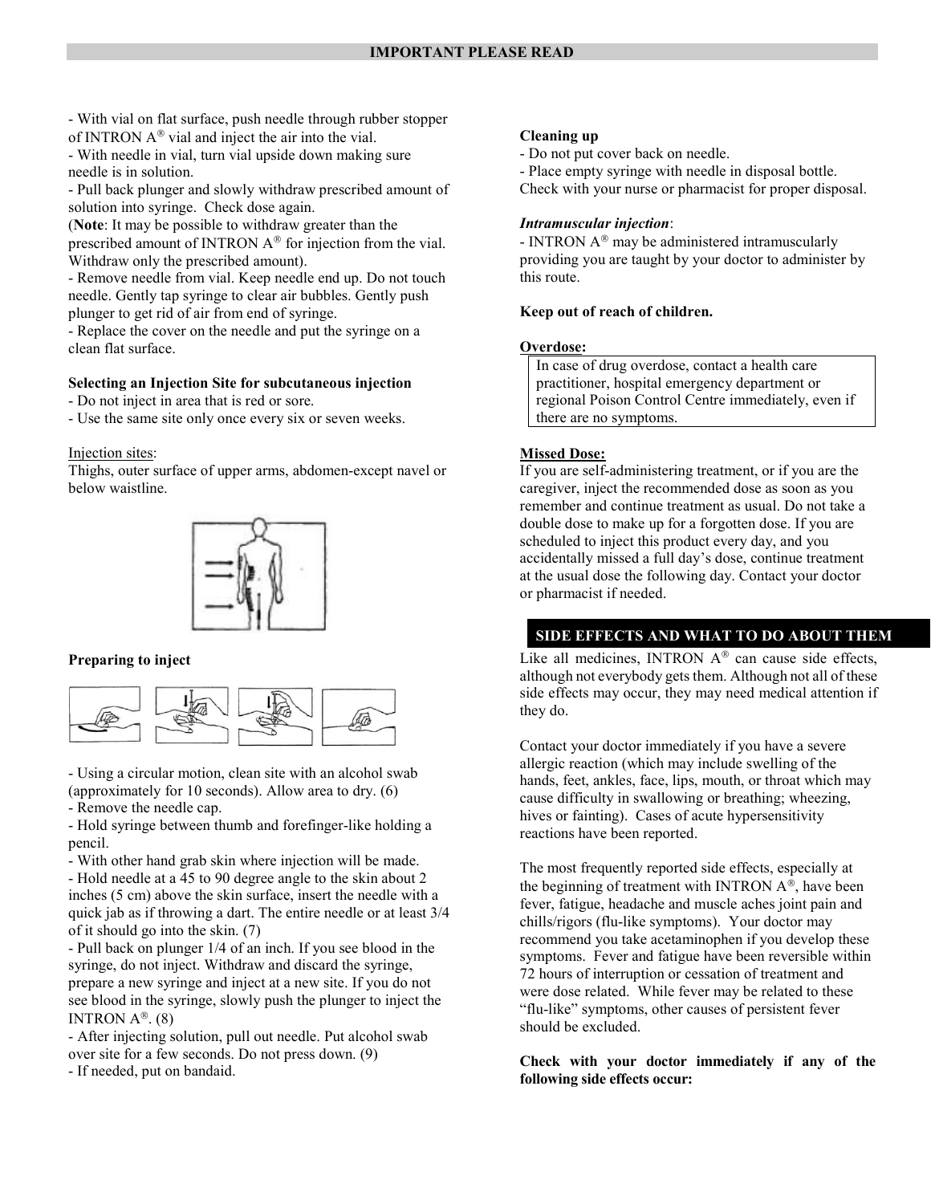**IMPORTANT PLEASE READ**

- With vial on flat surface, push needle through rubber stopper of INTRON A® vial and inject the air into the vial.
- With needle in vial, turn vial upside down making sure needle is in solution.
- Pull back plunger and slowly withdraw prescribed amount of solution into syringe. Check dose again.
(**Note**: It may be possible to withdraw greater than the prescribed amount of INTRON A® for injection from the vial. Withdraw only the prescribed amount).
- Remove needle from vial. Keep needle end up. Do not touch needle. Gently tap syringe to clear air bubbles. Gently push plunger to get rid of air from end of syringe.
- Replace the cover on the needle and put the syringe on a clean flat surface.

**Selecting an Injection Site for subcutaneous injection**
- Do not inject in area that is red or sore.
- Use the same site only once every six or seven weeks.

Injection sites:
Thighs, outer surface of upper arms, abdomen-except navel or below waistline.

**Preparing to inject**

- Using a circular motion, clean site with an alcohol swab (approximately for 10 seconds). Allow area to dry. (6)
- Remove the needle cap.
- Hold syringe between thumb and forefinger-like holding a pencil.
- With other hand grab skin where injection will be made.
- Hold needle at a 45 to 90 degree angle to the skin about 2 inches (5 cm) above the skin surface, insert the needle with a quick jab as if throwing a dart. The entire needle or at least 3/4 of it should go into the skin. (7)
- Pull back on plunger 1/4 of an inch. If you see blood in the syringe, do not inject. Withdraw and discard the syringe, prepare a new syringe and inject at a new site. If you do not see blood in the syringe, slowly push the plunger to inject the INTRON A®. (8)
- After injecting solution, pull out needle. Put alcohol swab over site for a few seconds. Do not press down. (9)
- If needed, put on bandaid.

**Cleaning up**
- Do not put cover back on needle.
- Place empty syringe with needle in disposal bottle. Check with your nurse or pharmacist for proper disposal.

***Intramuscular injection***:
- INTRON A® may be administered intramuscularly providing you are taught by your doctor to administer by this route.

**Keep out of reach of children.**

**Overdose:**

In case of drug overdose, contact a health care practitioner, hospital emergency department or regional Poison Control Centre immediately, even if there are no symptoms.

**Missed Dose:**
If you are self-administering treatment, or if you are the caregiver, inject the recommended dose as soon as you remember and continue treatment as usual. Do not take a double dose to make up for a forgotten dose. If you are scheduled to inject this product every day, and you accidentally missed a full day's dose, continue treatment at the usual dose the following day. Contact your doctor or pharmacist if needed.

## SIDE EFFECTS AND WHAT TO DO ABOUT THEM

Like all medicines, INTRON A® can cause side effects, although not everybody gets them. Although not all of these side effects may occur, they may need medical attention if they do.

Contact your doctor immediately if you have a severe allergic reaction (which may include swelling of the hands, feet, ankles, face, lips, mouth, or throat which may cause difficulty in swallowing or breathing; wheezing, hives or fainting). Cases of acute hypersensitivity reactions have been reported.

The most frequently reported side effects, especially at the beginning of treatment with INTRON A®, have been fever, fatigue, headache and muscle aches joint pain and chills/rigors (flu-like symptoms). Your doctor may recommend you take acetaminophen if you develop these symptoms. Fever and fatigue have been reversible within 72 hours of interruption or cessation of treatment and were dose related. While fever may be related to these "flu-like" symptoms, other causes of persistent fever should be excluded.

**Check with your doctor immediately if any of the following side effects occur:**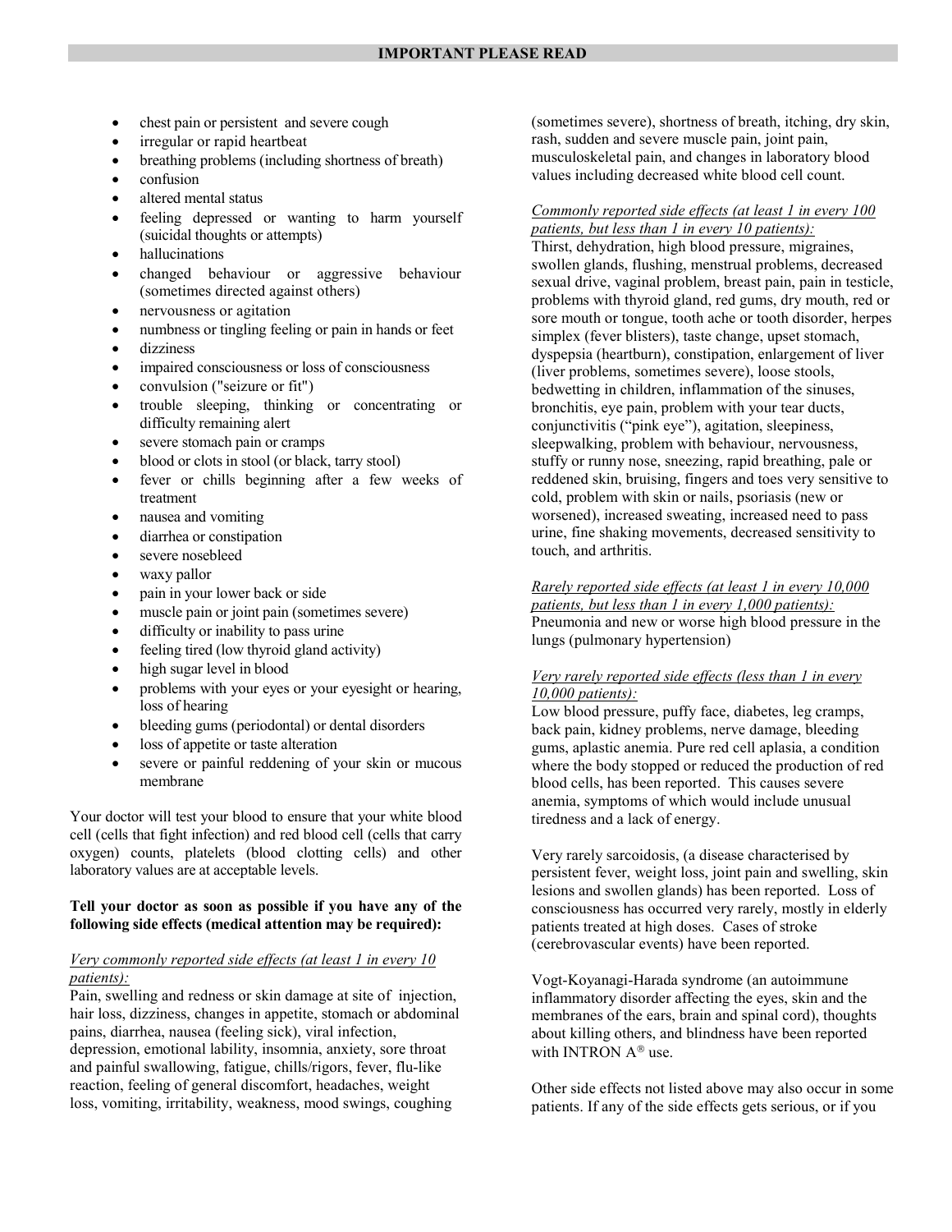- chest pain or persistent and severe cough
- irregular or rapid heartbeat
- breathing problems (including shortness of breath)
- confusion
- altered mental status
- feeling depressed or wanting to harm yourself (suicidal thoughts or attempts)
- hallucinations
- changed behaviour or aggressive behaviour (sometimes directed against others)
- nervousness or agitation
- numbness or tingling feeling or pain in hands or feet
- dizziness
- impaired consciousness or loss of consciousness
- convulsion ("seizure or fit")
- trouble sleeping, thinking or concentrating or difficulty remaining alert
- severe stomach pain or cramps
- blood or clots in stool (or black, tarry stool)
- fever or chills beginning after a few weeks of treatment
- nausea and vomiting
- diarrhea or constipation
- severe nosebleed
- waxy pallor
- pain in your lower back or side
- muscle pain or joint pain (sometimes severe)
- difficulty or inability to pass urine
- feeling tired (low thyroid gland activity)
- high sugar level in blood
- problems with your eyes or your eyesight or hearing, loss of hearing
- bleeding gums (periodontal) or dental disorders
- loss of appetite or taste alteration
- severe or painful reddening of your skin or mucous membrane

Your doctor will test your blood to ensure that your white blood cell (cells that fight infection) and red blood cell (cells that carry oxygen) counts, platelets (blood clotting cells) and other laboratory values are at acceptable levels.

**Tell your doctor as soon as possible if you have any of the following side effects (medical attention may be required):**

*Very commonly reported side effects (at least 1 in every 10 patients):*
Pain, swelling and redness or skin damage at site of injection, hair loss, dizziness, changes in appetite, stomach or abdominal pains, diarrhea, nausea (feeling sick), viral infection, depression, emotional lability, insomnia, anxiety, sore throat and painful swallowing, fatigue, chills/rigors, fever, flu-like reaction, feeling of general discomfort, headaches, weight loss, vomiting, irritability, weakness, mood swings, coughing (sometimes severe), shortness of breath, itching, dry skin, rash, sudden and severe muscle pain, joint pain, musculoskeletal pain, and changes in laboratory blood values including decreased white blood cell count.

*Commonly reported side effects (at least 1 in every 100 patients, but less than 1 in every 10 patients):*
Thirst, dehydration, high blood pressure, migraines, swollen glands, flushing, menstrual problems, decreased sexual drive, vaginal problem, breast pain, pain in testicle, problems with thyroid gland, red gums, dry mouth, red or sore mouth or tongue, tooth ache or tooth disorder, herpes simplex (fever blisters), taste change, upset stomach, dyspepsia (heartburn), constipation, enlargement of liver (liver problems, sometimes severe), loose stools, bedwetting in children, inflammation of the sinuses, bronchitis, eye pain, problem with your tear ducts, conjunctivitis ("pink eye"), agitation, sleepiness, sleepwalking, problem with behaviour, nervousness, stuffy or runny nose, sneezing, rapid breathing, pale or reddened skin, bruising, fingers and toes very sensitive to cold, problem with skin or nails, psoriasis (new or worsened), increased sweating, increased need to pass urine, fine shaking movements, decreased sensitivity to touch, and arthritis.

*Rarely reported side effects (at least 1 in every 10,000 patients, but less than 1 in every 1,000 patients):*
Pneumonia and new or worse high blood pressure in the lungs (pulmonary hypertension)

*Very rarely reported side effects (less than 1 in every 10,000 patients):*
Low blood pressure, puffy face, diabetes, leg cramps, back pain, kidney problems, nerve damage, bleeding gums, aplastic anemia. Pure red cell aplasia, a condition where the body stopped or reduced the production of red blood cells, has been reported. This causes severe anemia, symptoms of which would include unusual tiredness and a lack of energy.

Very rarely sarcoidosis, (a disease characterised by persistent fever, weight loss, joint pain and swelling, skin lesions and swollen glands) has been reported. Loss of consciousness has occurred very rarely, mostly in elderly patients treated at high doses. Cases of stroke (cerebrovascular events) have been reported.

Vogt-Koyanagi-Harada syndrome (an autoimmune inflammatory disorder affecting the eyes, skin and the membranes of the ears, brain and spinal cord), thoughts about killing others, and blindness have been reported with INTRON A® use.

Other side effects not listed above may also occur in some patients. If any of the side effects gets serious, or if you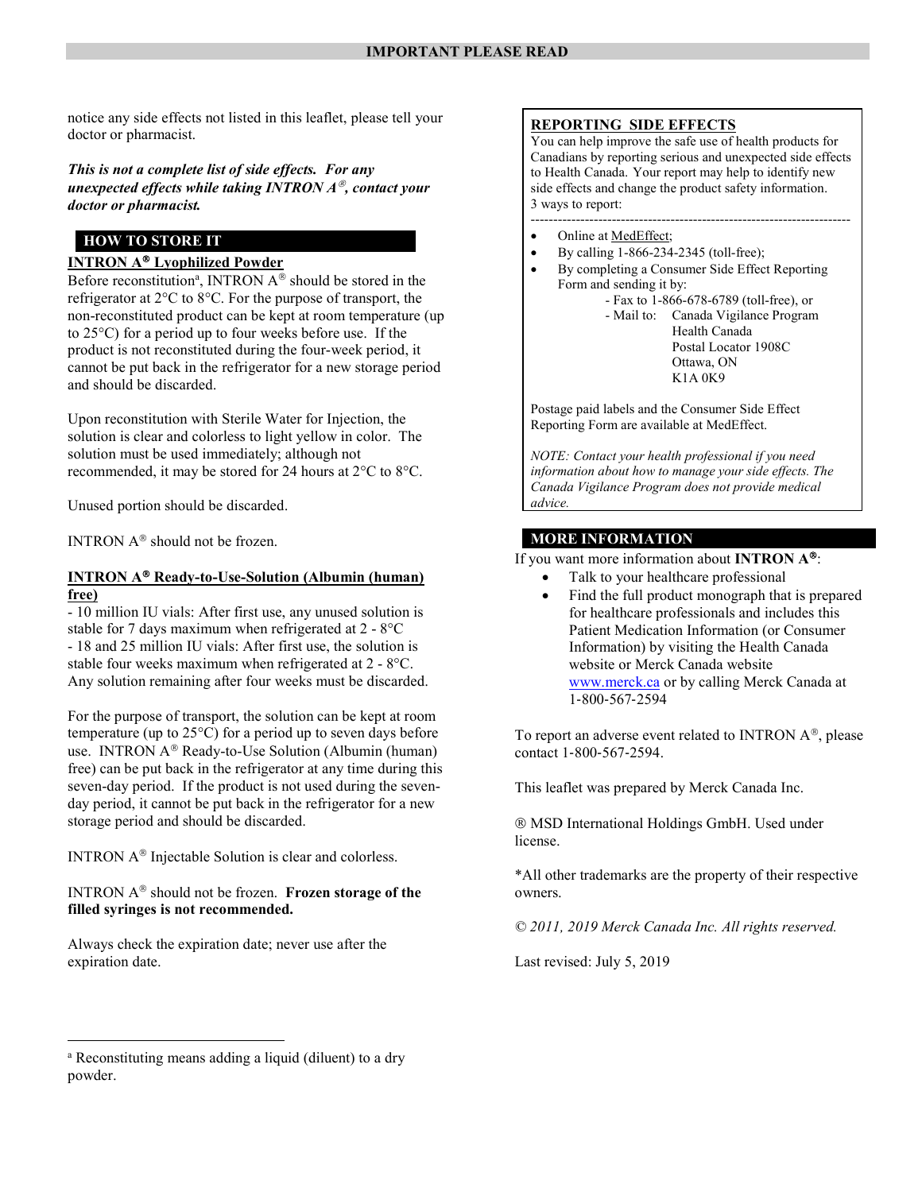notice any side effects not listed in this leaflet, please tell your doctor or pharmacist.

***This is not a complete list of side effects. For any unexpected effects while taking INTRON A®, contact your doctor or pharmacist.***

## HOW TO STORE IT

**INTRON A® Lyophilized Powder**

Before reconstitution[a], INTRON A® should be stored in the refrigerator at 2°C to 8°C. For the purpose of transport, the non-reconstituted product can be kept at room temperature (up to 25°C) for a period up to four weeks before use. If the product is not reconstituted during the four-week period, it cannot be put back in the refrigerator for a new storage period and should be discarded.

Upon reconstitution with Sterile Water for Injection, the solution is clear and colorless to light yellow in color. The solution must be used immediately; although not recommended, it may be stored for 24 hours at 2°C to 8°C.

Unused portion should be discarded.

INTRON A® should not be frozen.

**INTRON A® Ready-to-Use-Solution (Albumin (human) free)**

- 10 million IU vials: After first use, any unused solution is stable for 7 days maximum when refrigerated at 2 - 8°C
- 18 and 25 million IU vials: After first use, the solution is stable four weeks maximum when refrigerated at 2 - 8°C. Any solution remaining after four weeks must be discarded.

For the purpose of transport, the solution can be kept at room temperature (up to 25°C) for a period up to seven days before use. INTRON A® Ready-to-Use Solution (Albumin (human) free) can be put back in the refrigerator at any time during this seven-day period. If the product is not used during the seven-day period, it cannot be put back in the refrigerator for a new storage period and should be discarded.

INTRON A® Injectable Solution is clear and colorless.

INTRON A® should not be frozen. **Frozen storage of the filled syringes is not recommended.**

Always check the expiration date; never use after the expiration date.

[a] Reconstituting means adding a liquid (diluent) to a dry powder.

## REPORTING SIDE EFFECTS

You can help improve the safe use of health products for Canadians by reporting serious and unexpected side effects to Health Canada. Your report may help to identify new side effects and change the product safety information.

3 ways to report:

- Online at MedEffect;
- By calling 1-866-234-2345 (toll-free);
- By completing a Consumer Side Effect Reporting Form and sending it by:
  - Fax to 1-866-678-6789 (toll-free), or
  - Mail to: Canada Vigilance Program
    Health Canada
    Postal Locator 1908C
    Ottawa, ON
    K1A 0K9

Postage paid labels and the Consumer Side Effect Reporting Form are available at MedEffect.

*NOTE: Contact your health professional if you need information about how to manage your side effects. The Canada Vigilance Program does not provide medical advice.*

## MORE INFORMATION

If you want more information about **INTRON A®**:

- Talk to your healthcare professional
- Find the full product monograph that is prepared for healthcare professionals and includes this Patient Medication Information (or Consumer Information) by visiting the Health Canada website or Merck Canada website www.merck.ca or by calling Merck Canada at 1-800-567-2594

To report an adverse event related to INTRON A®, please contact 1-800-567-2594.

This leaflet was prepared by Merck Canada Inc.

® MSD International Holdings GmbH. Used under license.

*All other trademarks are the property of their respective owners.

*© 2011, 2019 Merck Canada Inc. All rights reserved.*

Last revised: July 5, 2019